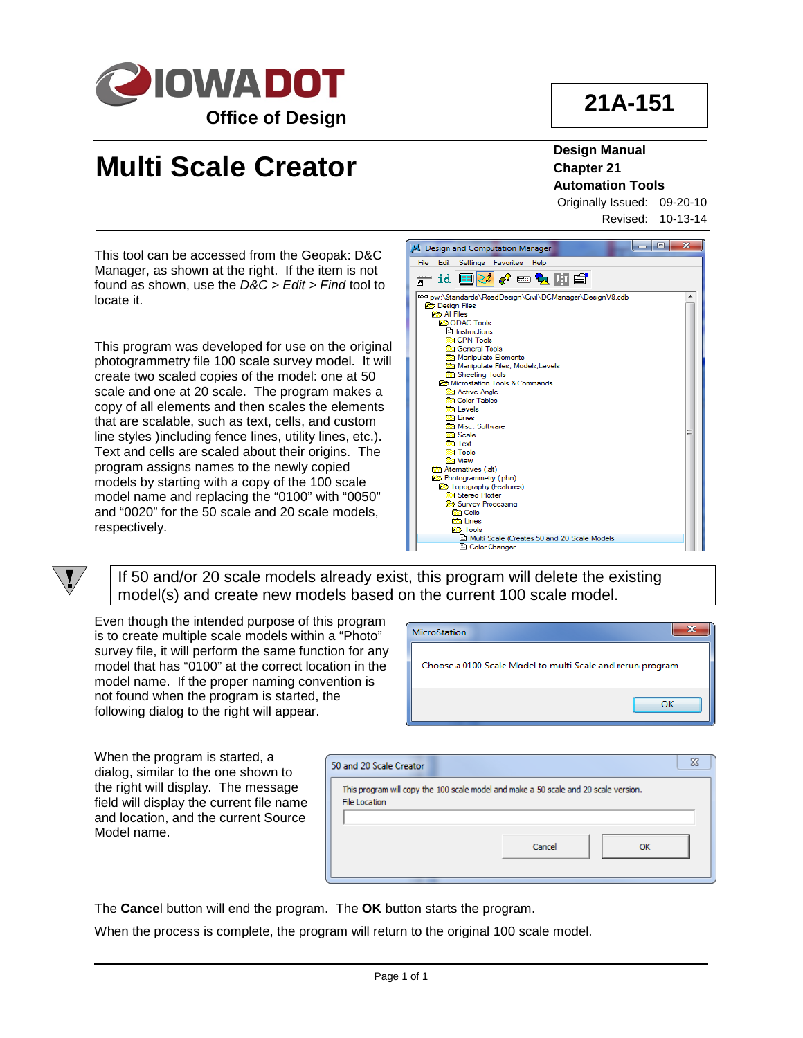# Multi Scale Creator

**21A-151**

**Design Manual**
**Chapter 21**
**Automation Tools**
Originally Issued: 09-20-10
Revised: 10-13-14

This tool can be accessed from the Geopak: D&C Manager, as shown at the right. If the item is not found as shown, use the *D&C > Edit > Find* tool to locate it.

This program was developed for use on the original photogrammetry file 100 scale survey model. It will create two scaled copies of the model: one at 50 scale and one at 20 scale. The program makes a copy of all elements and then scales the elements that are scalable, such as text, cells, and custom line styles )including fence lines, utility lines, etc.). Text and cells are scaled about their origins. The program assigns names to the newly copied models by starting with a copy of the 100 scale model name and replacing the "0100" with "0050" and "0020" for the 50 scale and 20 scale models, respectively.

> If 50 and/or 20 scale models already exist, this program will delete the existing model(s) and create new models based on the current 100 scale model.

Even though the intended purpose of this program is to create multiple scale models within a "Photo" survey file, it will perform the same function for any model that has "0100" at the correct location in the model name. If the proper naming convention is not found when the program is started, the following dialog to the right will appear.

When the program is started, a dialog, similar to the one shown to the right will display. The message field will display the current file name and location, and the current Source Model name.

The **Cance**l button will end the program. The **OK** button starts the program.

When the process is complete, the program will return to the original 100 scale model.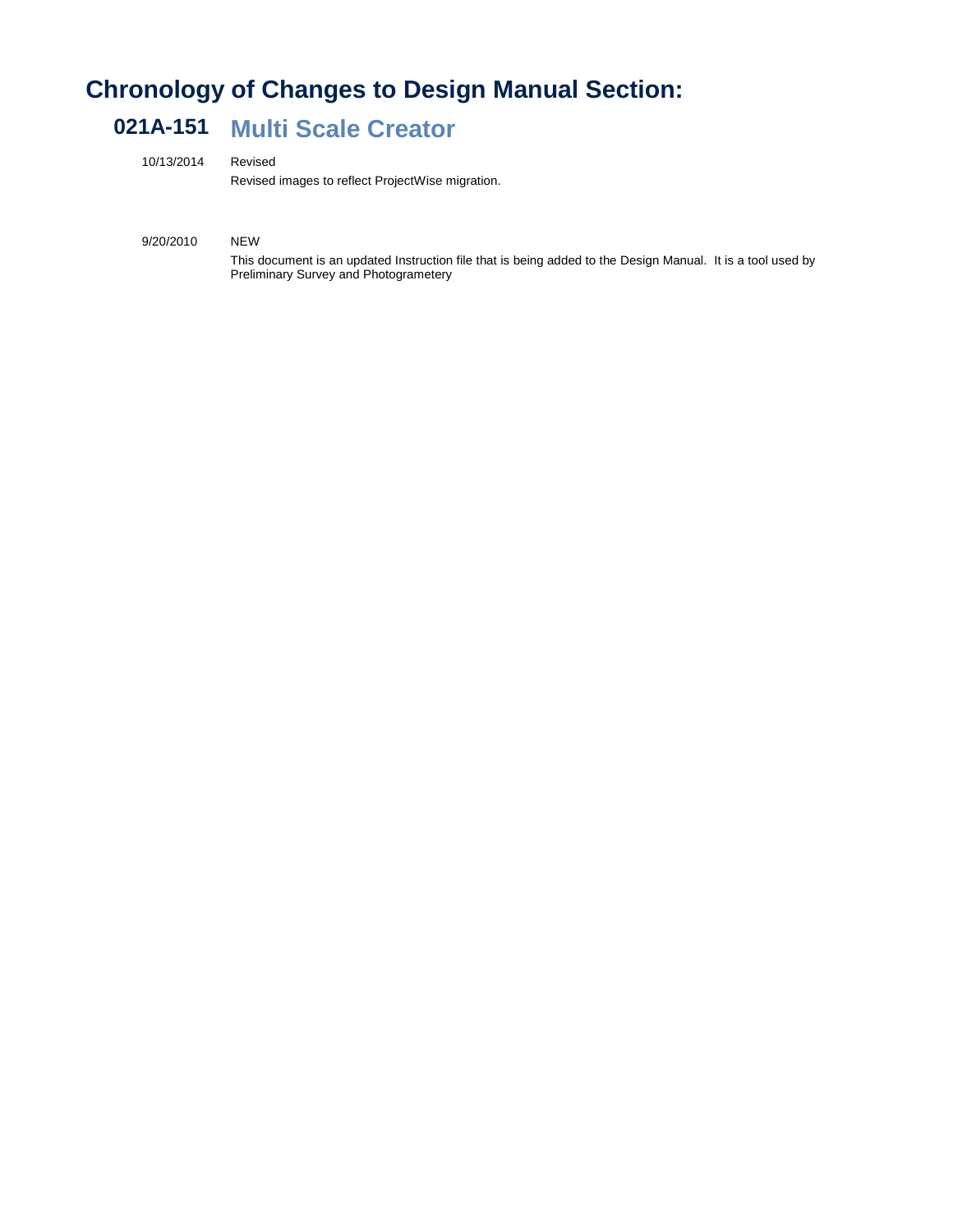# Chronology of Changes to Design Manual Section:

## 021A-151 Multi Scale Creator

10/13/2014 Revised

Revised images to reflect ProjectWise migration.

9/20/2010 NEW

This document is an updated Instruction file that is being added to the Design Manual. It is a tool used by Preliminary Survey and Photogrametery